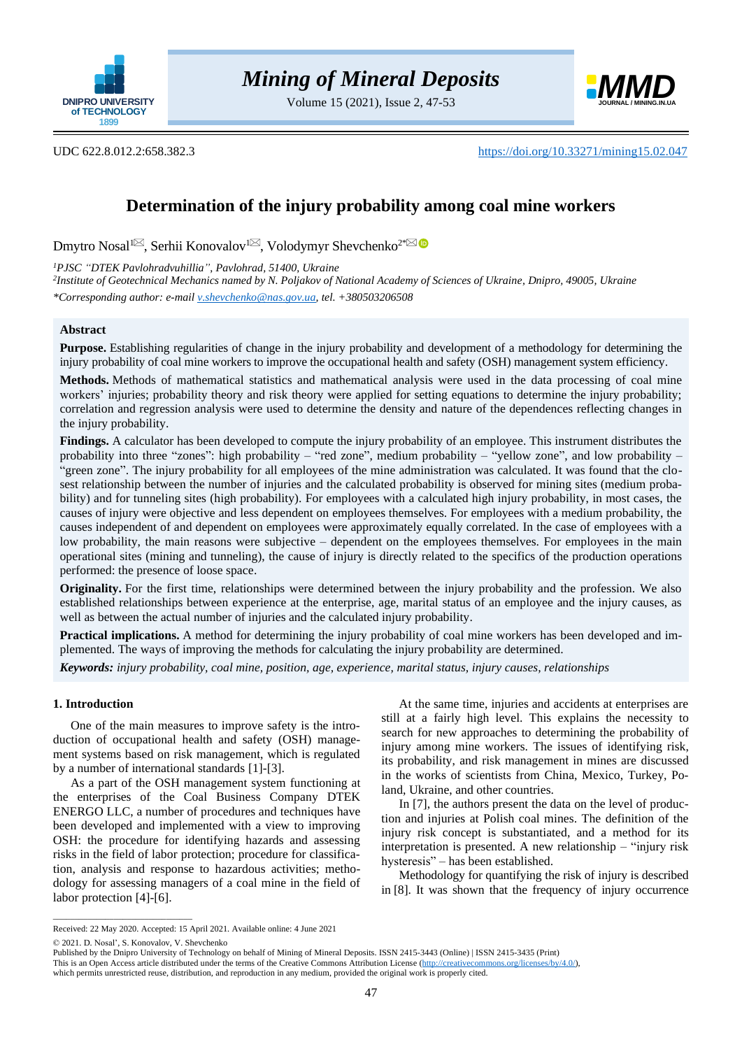UDC 622.8.012.2:658.382.3

https://doi.org/10.33271/mining15.02.047

# Determination of the injury probability among coal mine workers

Dmytro Nosal[1], Serhii Konovalov[1], Volodymyr Shevchenko[2*]

[1]*PJSC "DTEK Pavlohradvuhillia", Pavlohrad, 51400, Ukraine*

[2]*Institute of Geotechnical Mechanics named by N. Poljakov of National Academy of Sciences of Ukraine, Dnipro, 49005, Ukraine*

*\*Corresponding author: e-mail v.shevchenko@nas.gov.ua, tel. +380503206508*

## Abstract

**Purpose.** Establishing regularities of change in the injury probability and development of a methodology for determining the injury probability of coal mine workers to improve the occupational health and safety (OSH) management system efficiency.

**Methods.** Methods of mathematical statistics and mathematical analysis were used in the data processing of coal mine workers' injuries; probability theory and risk theory were applied for setting equations to determine the injury probability; correlation and regression analysis were used to determine the density and nature of the dependences reflecting changes in the injury probability.

**Findings.** A calculator has been developed to compute the injury probability of an employee. This instrument distributes the probability into three "zones": high probability – "red zone", medium probability – "yellow zone", and low probability – "green zone". The injury probability for all employees of the mine administration was calculated. It was found that the closest relationship between the number of injuries and the calculated probability is observed for mining sites (medium probability) and for tunneling sites (high probability). For employees with a calculated high injury probability, in most cases, the causes of injury were objective and less dependent on employees themselves. For employees with a medium probability, the causes independent of and dependent on employees were approximately equally correlated. In the case of employees with a low probability, the main reasons were subjective – dependent on the employees themselves. For employees in the main operational sites (mining and tunneling), the cause of injury is directly related to the specifics of the production operations performed: the presence of loose space.

**Originality.** For the first time, relationships were determined between the injury probability and the profession. We also established relationships between experience at the enterprise, age, marital status of an employee and the injury causes, as well as between the actual number of injuries and the calculated injury probability.

**Practical implications.** A method for determining the injury probability of coal mine workers has been developed and implemented. The ways of improving the methods for calculating the injury probability are determined.

***Keywords:*** *injury probability, coal mine, position, age, experience, marital status, injury causes, relationships*

## 1. Introduction

One of the main measures to improve safety is the introduction of occupational health and safety (OSH) management systems based on risk management, which is regulated by a number of international standards [1]-[3].

As a part of the OSH management system functioning at the enterprises of the Coal Business Company DTEK ENERGO LLC, a number of procedures and techniques have been developed and implemented with a view to improving OSH: the procedure for identifying hazards and assessing risks in the field of labor protection; procedure for classification, analysis and response to hazardous activities; methodology for assessing managers of a coal mine in the field of labor protection [4]-[6].

At the same time, injuries and accidents at enterprises are still at a fairly high level. This explains the necessity to search for new approaches to determining the probability of injury among mine workers. The issues of identifying risk, its probability, and risk management in mines are discussed in the works of scientists from China, Mexico, Turkey, Poland, Ukraine, and other countries.

In [7], the authors present the data on the level of production and injuries at Polish coal mines. The definition of the injury risk concept is substantiated, and a method for its interpretation is presented. A new relationship – "injury risk hysteresis" – has been established.

Methodology for quantifying the risk of injury is described in [8]. It was shown that the frequency of injury occurrence

---

Received: 22 May 2020. Accepted: 15 April 2021. Available online: 4 June 2021

© 2021. D. Nosal', S. Konovalov, V. Shevchenko

Published by the Dnipro University of Technology on behalf of Mining of Mineral Deposits. ISSN 2415-3443 (Online) | ISSN 2415-3435 (Print)

This is an Open Access article distributed under the terms of the Creative Commons Attribution License (http://creativecommons.org/licenses/by/4.0/), which permits unrestricted reuse, distribution, and reproduction in any medium, provided the original work is properly cited.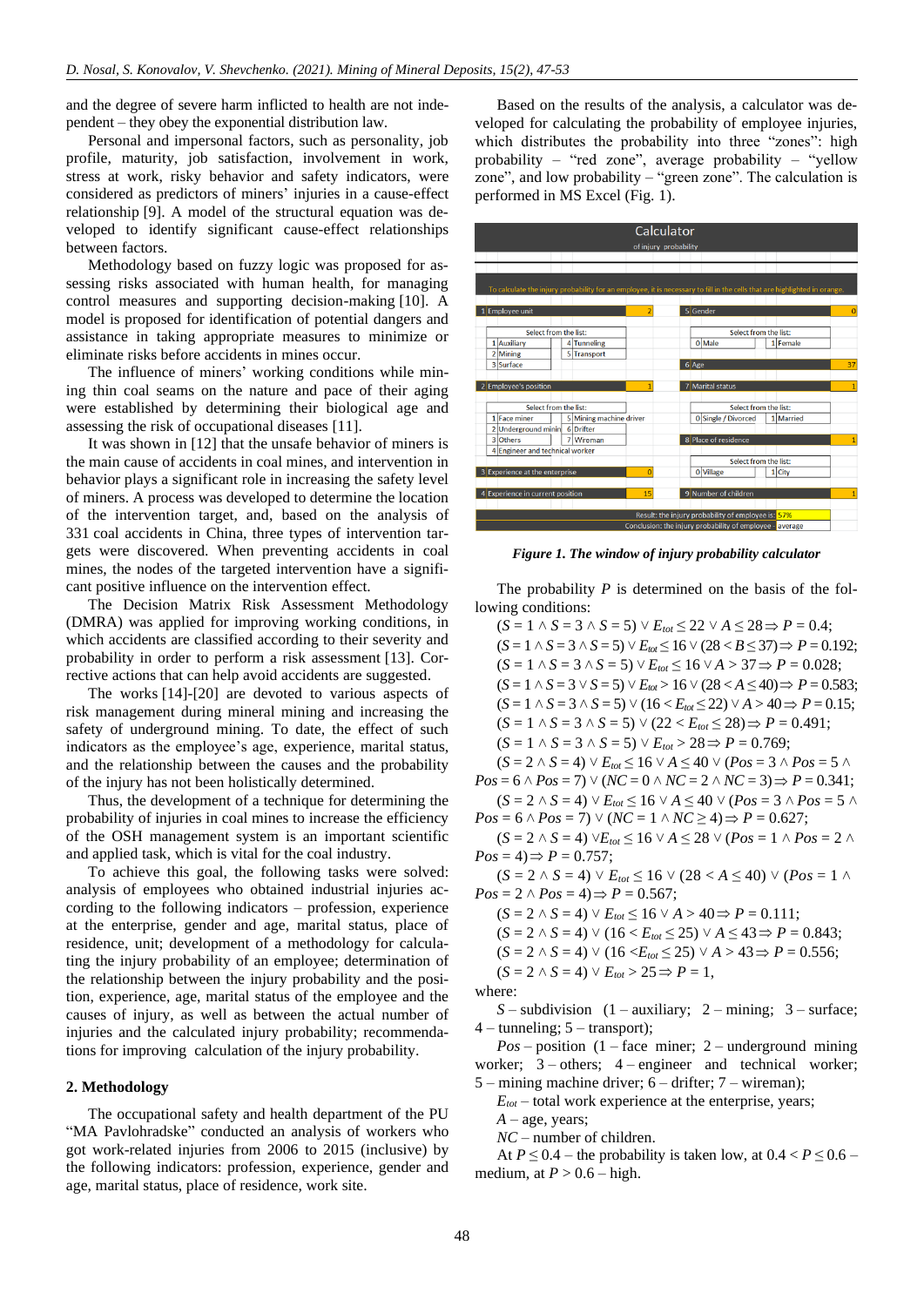and the degree of severe harm inflicted to health are not independent – they obey the exponential distribution law.

Personal and impersonal factors, such as personality, job profile, maturity, job satisfaction, involvement in work, stress at work, risky behavior and safety indicators, were considered as predictors of miners' injuries in a cause-effect relationship [9]. A model of the structural equation was developed to identify significant cause-effect relationships between factors.

Methodology based on fuzzy logic was proposed for assessing risks associated with human health, for managing control measures and supporting decision-making [10]. A model is proposed for identification of potential dangers and assistance in taking appropriate measures to minimize or eliminate risks before accidents in mines occur.

The influence of miners' working conditions while mining thin coal seams on the nature and pace of their aging were established by determining their biological age and assessing the risk of occupational diseases [11].

It was shown in [12] that the unsafe behavior of miners is the main cause of accidents in coal mines, and intervention in behavior plays a significant role in increasing the safety level of miners. A process was developed to determine the location of the intervention target, and, based on the analysis of 331 coal accidents in China, three types of intervention targets were discovered. When preventing accidents in coal mines, the nodes of the targeted intervention have a significant positive influence on the intervention effect.

The Decision Matrix Risk Assessment Methodology (DMRA) was applied for improving working conditions, in which accidents are classified according to their severity and probability in order to perform a risk assessment [13]. Corrective actions that can help avoid accidents are suggested.

The works [14]-[20] are devoted to various aspects of risk management during mineral mining and increasing the safety of underground mining. To date, the effect of such indicators as the employee's age, experience, marital status, and the relationship between the causes and the probability of the injury has not been holistically determined.

Thus, the development of a technique for determining the probability of injuries in coal mines to increase the efficiency of the OSH management system is an important scientific and applied task, which is vital for the coal industry.

To achieve this goal, the following tasks were solved: analysis of employees who obtained industrial injuries according to the following indicators – profession, experience at the enterprise, gender and age, marital status, place of residence, unit; development of a methodology for calculating the injury probability of an employee; determination of the relationship between the injury probability and the position, experience, age, marital status of the employee and the causes of injury, as well as between the actual number of injuries and the calculated injury probability; recommendations for improving calculation of the injury probability.

## 2. Methodology

The occupational safety and health department of the PU "MA Pavlohradske" conducted an analysis of workers who got work-related injuries from 2006 to 2015 (inclusive) by the following indicators: profession, experience, gender and age, marital status, place of residence, work site.

Based on the results of the analysis, a calculator was developed for calculating the probability of employee injuries, which distributes the probability into three "zones": high probability – "red zone", average probability – "yellow zone", and low probability – "green zone". The calculation is performed in MS Excel (Fig. 1).

*Figure 1. The window of injury probability calculator*

The probability $P$ is determined on the basis of the following conditions:

$(S = 1 \wedge S = 3 \wedge S = 5) \vee E_{tot} \leq 22 \vee A \leq 28 \Rightarrow P = 0.4;$

$(S = 1 \wedge S = 3 \wedge S = 5) \vee E_{tot} \leq 16 \vee (28 < B \leq 37) \Rightarrow P = 0.192;$

$(S = 1 \wedge S = 3 \wedge S = 5) \vee E_{tot} \leq 16 \vee A > 37 \Rightarrow P = 0.028;$

$(S = 1 \wedge S = 3 \vee S = 5) \vee E_{tot} > 16 \vee (28 < A \leq 40) \Rightarrow P = 0.583;$

$(S = 1 \wedge S = 3 \wedge S = 5) \vee (16 < E_{tot} \leq 22) \vee A > 40 \Rightarrow P = 0.15;$

$(S = 1 \wedge S = 3 \wedge S = 5) \vee (22 < E_{tot} \leq 28) \Rightarrow P = 0.491;$

$(S = 1 \wedge S = 3 \wedge S = 5) \vee E_{tot} > 28 \Rightarrow P = 0.769;$

$(S = 2 \wedge S = 4) \vee E_{tot} \leq 16 \vee A \leq 40 \vee (Pos = 3 \wedge Pos = 5 \wedge Pos = 6 \wedge Pos = 7) \vee (NC = 0 \wedge NC = 2 \wedge NC = 3) \Rightarrow P = 0.341;$

$(S = 2 \wedge S = 4) \vee E_{tot} \leq 16 \vee A \leq 40 \vee (Pos = 3 \wedge Pos = 5 \wedge Pos = 6 \wedge Pos = 7) \vee (NC = 1 \wedge NC \geq 4) \Rightarrow P = 0.627;$

$(S = 2 \wedge S = 4) \vee E_{tot} \leq 16 \vee A \leq 28 \vee (Pos = 1 \wedge Pos = 2 \wedge Pos = 4) \Rightarrow P = 0.757;$

$(S = 2 \wedge S = 4) \vee E_{tot} \leq 16 \vee (28 < A \leq 40) \vee (Pos = 1 \wedge Pos = 2 \wedge Pos = 4) \Rightarrow P = 0.567;$

$(S = 2 \wedge S = 4) \vee E_{tot} \leq 16 \vee A > 40 \Rightarrow P = 0.111;$

$(S = 2 \wedge S = 4) \vee (16 < E_{tot} \leq 25) \vee A \leq 43 \Rightarrow P = 0.843;$

$(S = 2 \wedge S = 4) \vee (16 < E_{tot} \leq 25) \vee A > 43 \Rightarrow P = 0.556;$

$(S = 2 \wedge S = 4) \vee E_{tot} > 25 \Rightarrow P = 1,$

where:

$S$ – subdivision (1 – auxiliary; 2 – mining; 3 – surface; 4 – tunneling; 5 – transport);

$Pos$ – position (1 – face miner; 2 – underground mining worker; 3 – others; 4 – engineer and technical worker; 5 – mining machine driver; 6 – drifter; 7 – wireman);

$E_{tot}$ – total work experience at the enterprise, years;

$A$ – age, years;

$NC$ – number of children.

At $P \leq 0.4$ – the probability is taken low, at $0.4 < P \leq 0.6$ – medium, at $P > 0.6$ – high.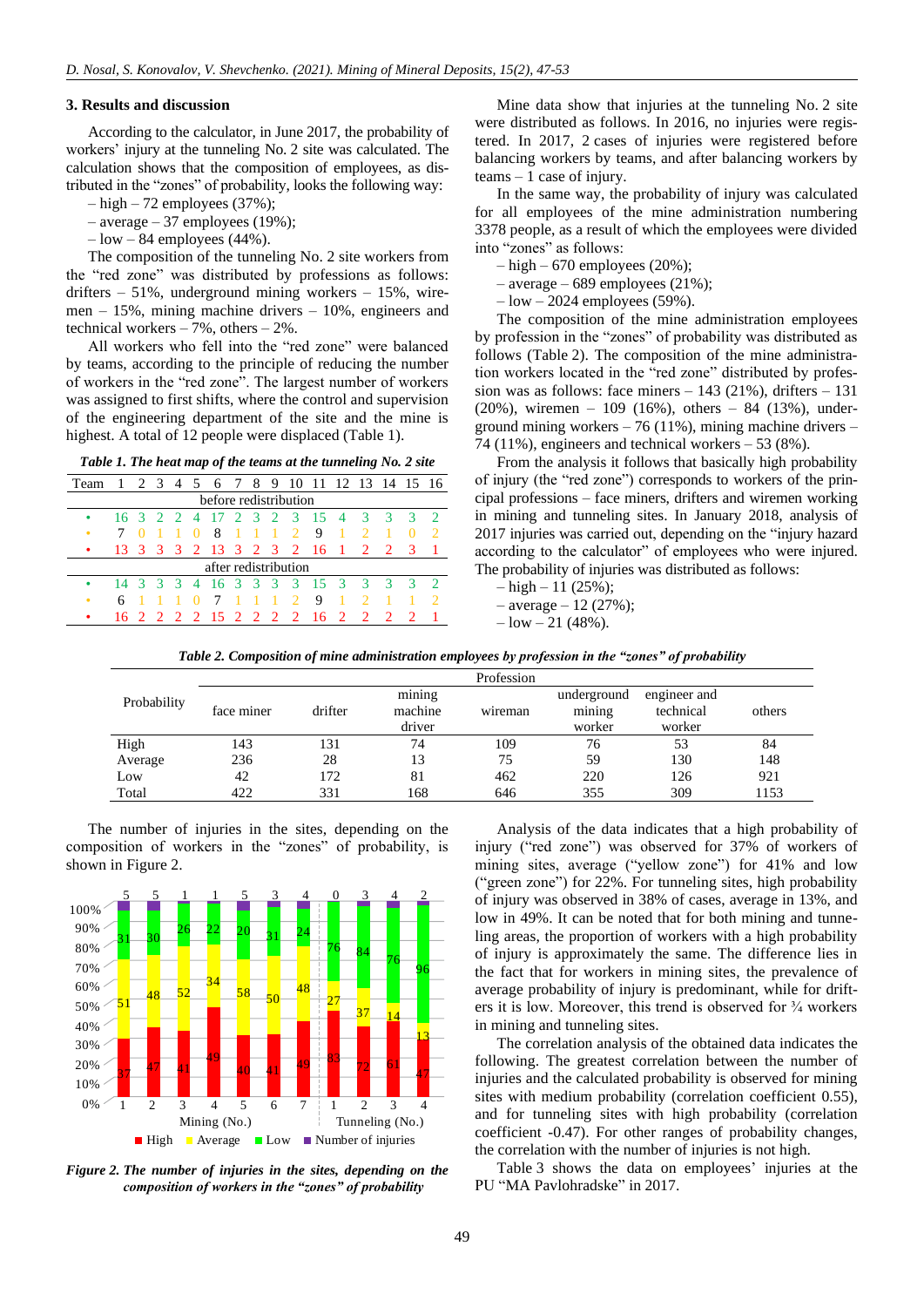### 3. Results and discussion

According to the calculator, in June 2017, the probability of workers' injury at the tunneling No. 2 site was calculated. The calculation shows that the composition of employees, as distributed in the "zones" of probability, looks the following way:

– high – 72 employees (37%);
– average – 37 employees (19%);
– low – 84 employees (44%).

The composition of the tunneling No. 2 site workers from the "red zone" was distributed by professions as follows: drifters – 51%, underground mining workers – 15%, wiremen – 15%, mining machine drivers – 10%, engineers and technical workers – 7%, others – 2%.

All workers who fell into the "red zone" were balanced by teams, according to the principle of reducing the number of workers in the "red zone". The largest number of workers was assigned to first shifts, where the control and supervision of the engineering department of the site and the mine is highest. A total of 12 people were displaced (Table 1).

*Table 1. The heat map of the teams at the tunneling No. 2 site*

| Team | 1 | 2 | 3 | 4 | 5 | 6 | 7 | 8 | 9 | 10 | 11 | 12 | 13 | 14 | 15 | 16 |
|---|---|---|---|---|---|---|---|---|---|---|---|---|---|---|---|---|
| before redistribution | | | | | | | | | | | | | | | | |
| • | 16 | 3 | 2 | 2 | 4 | 17 | 2 | 3 | 2 | 3 | 15 | 4 | 3 | 3 | 3 | 2 |
| • | 7 | 0 | 1 | 1 | 0 | 8 | 1 | 1 | 1 | 2 | 9 | 1 | 2 | 1 | 0 | 2 |
| • | 13 | 3 | 3 | 3 | 2 | 13 | 3 | 2 | 3 | 2 | 16 | 1 | 2 | 2 | 3 | 1 |
| after redistribution | | | | | | | | | | | | | | | | |
| • | 14 | 3 | 3 | 3 | 4 | 16 | 3 | 3 | 3 | 3 | 15 | 3 | 3 | 3 | 3 | 2 |
| • | 6 | 1 | 1 | 1 | 0 | 7 | 1 | 1 | 1 | 2 | 9 | 1 | 2 | 1 | 1 | 2 |
| • | 16 | 2 | 2 | 2 | 2 | 15 | 2 | 2 | 2 | 2 | 16 | 2 | 2 | 2 | 2 | 1 |

Mine data show that injuries at the tunneling No. 2 site were distributed as follows. In 2016, no injuries were registered. In 2017, 2 cases of injuries were registered before balancing workers by teams, and after balancing workers by teams – 1 case of injury.

In the same way, the probability of injury was calculated for all employees of the mine administration numbering 3378 people, as a result of which the employees were divided into "zones" as follows:

– high – 670 employees (20%);
– average – 689 employees (21%);
– low – 2024 employees (59%).

The composition of the mine administration employees by profession in the "zones" of probability was distributed as follows (Table 2). The composition of the mine administration workers located in the "red zone" distributed by profession was as follows: face miners – 143 (21%), drifters – 131 (20%), wiremen – 109 (16%), others – 84 (13%), underground mining workers – 76 (11%), mining machine drivers – 74 (11%), engineers and technical workers – 53 (8%).

From the analysis it follows that basically high probability of injury (the "red zone") corresponds to workers of the principal professions – face miners, drifters and wiremen working in mining and tunneling sites. In January 2018, analysis of 2017 injuries was carried out, depending on the "injury hazard according to the calculator" of employees who were injured. The probability of injuries was distributed as follows:

– high – 11 (25%);
– average – 12 (27%);
– low – 21 (48%).

*Table 2. Composition of mine administration employees by profession in the "zones" of probability*

| Probability | Profession | | | | | | |
|---|---|---|---|---|---|---|---|
| | face miner | drifter | mining machine driver | wireman | underground mining worker | engineer and technical worker | others |
| High | 143 | 131 | 74 | 109 | 76 | 53 | 84 |
| Average | 236 | 28 | 13 | 75 | 59 | 130 | 148 |
| Low | 42 | 172 | 81 | 462 | 220 | 126 | 921 |
| Total | 422 | 331 | 168 | 646 | 355 | 309 | 1153 |

The number of injuries in the sites, depending on the composition of workers in the "zones" of probability, is shown in Figure 2.

*Figure 2. The number of injuries in the sites, depending on the composition of workers in the "zones" of probability*

Analysis of the data indicates that a high probability of injury ("red zone") was observed for 37% of workers of mining sites, average ("yellow zone") for 41% and low ("green zone") for 22%. For tunneling sites, high probability of injury was observed in 38% of cases, average in 13%, and low in 49%. It can be noted that for both mining and tunneling areas, the proportion of workers with a high probability of injury is approximately the same. The difference lies in the fact that for workers in mining sites, the prevalence of average probability of injury is predominant, while for drifters it is low. Moreover, this trend is observed for ¾ workers in mining and tunneling sites.

The correlation analysis of the obtained data indicates the following. The greatest correlation between the number of injuries and the calculated probability is observed for mining sites with medium probability (correlation coefficient 0.55), and for tunneling sites with high probability (correlation coefficient -0.47). For other ranges of probability changes, the correlation with the number of injuries is not high.

Table 3 shows the data on employees' injuries at the PU "MA Pavlohradske" in 2017.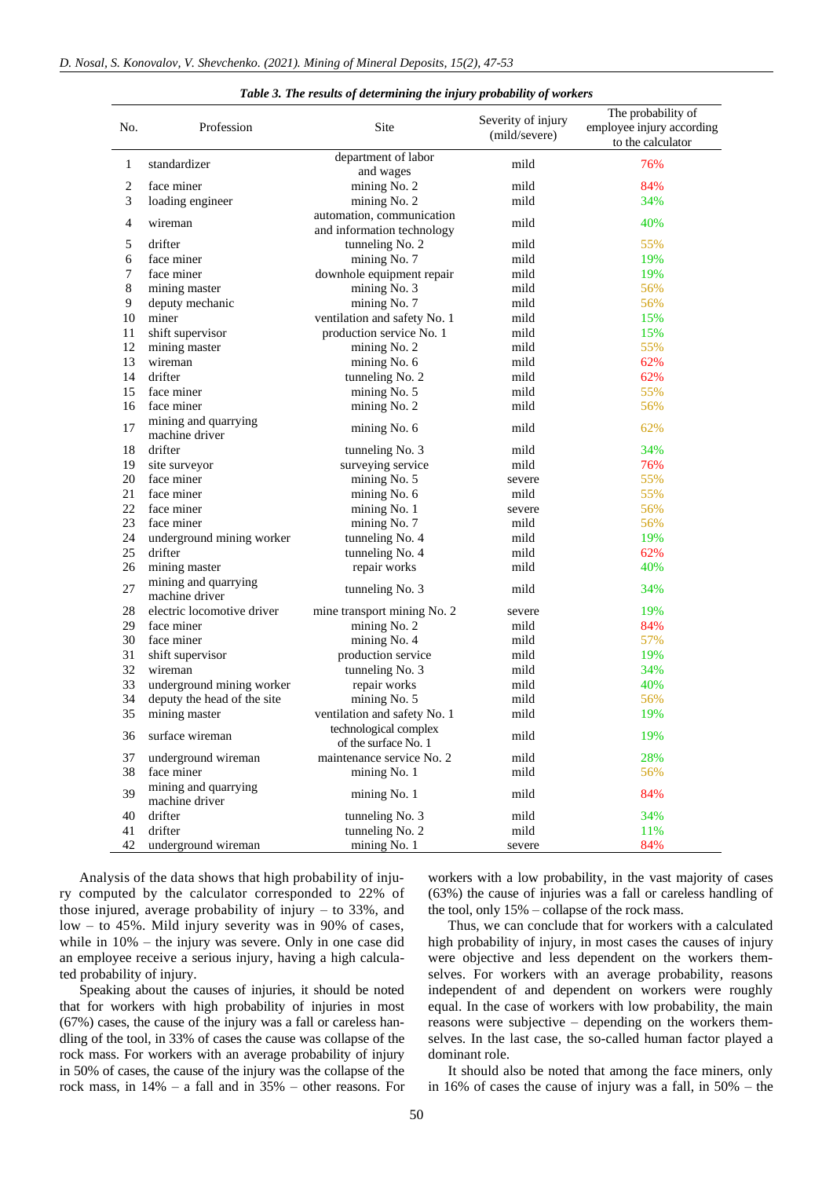*Table 3. The results of determining the injury probability of workers*

| No. | Profession | Site | Severity of injury (mild/severe) | The probability of employee injury according to the calculator |
|---|---|---|---|---|
| 1 | standardizer | department of labor and wages | mild | 76% |
| 2 | face miner | mining No. 2 | mild | 84% |
| 3 | loading engineer | mining No. 2 | mild | 34% |
| 4 | wireman | automation, communication and information technology | mild | 40% |
| 5 | drifter | tunneling No. 2 | mild | 55% |
| 6 | face miner | mining No. 7 | mild | 19% |
| 7 | face miner | downhole equipment repair | mild | 19% |
| 8 | mining master | mining No. 3 | mild | 56% |
| 9 | deputy mechanic | mining No. 7 | mild | 56% |
| 10 | miner | ventilation and safety No. 1 | mild | 15% |
| 11 | shift supervisor | production service No. 1 | mild | 15% |
| 12 | mining master | mining No. 2 | mild | 55% |
| 13 | wireman | mining No. 6 | mild | 62% |
| 14 | drifter | tunneling No. 2 | mild | 62% |
| 15 | face miner | mining No. 5 | mild | 55% |
| 16 | face miner | mining No. 2 | mild | 56% |
| 17 | mining and quarrying machine driver | mining No. 6 | mild | 62% |
| 18 | drifter | tunneling No. 3 | mild | 34% |
| 19 | site surveyor | surveying service | mild | 76% |
| 20 | face miner | mining No. 5 | severe | 55% |
| 21 | face miner | mining No. 6 | mild | 55% |
| 22 | face miner | mining No. 1 | severe | 56% |
| 23 | face miner | mining No. 7 | mild | 56% |
| 24 | underground mining worker | tunneling No. 4 | mild | 19% |
| 25 | drifter | tunneling No. 4 | mild | 62% |
| 26 | mining master | repair works | mild | 40% |
| 27 | mining and quarrying machine driver | tunneling No. 3 | mild | 34% |
| 28 | electric locomotive driver | mine transport mining No. 2 | severe | 19% |
| 29 | face miner | mining No. 2 | mild | 84% |
| 30 | face miner | mining No. 4 | mild | 57% |
| 31 | shift supervisor | production service | mild | 19% |
| 32 | wireman | tunneling No. 3 | mild | 34% |
| 33 | underground mining worker | repair works | mild | 40% |
| 34 | deputy the head of the site | mining No. 5 | mild | 56% |
| 35 | mining master | ventilation and safety No. 1 | mild | 19% |
| 36 | surface wireman | technological complex of the surface No. 1 | mild | 19% |
| 37 | underground wireman | maintenance service No. 2 | mild | 28% |
| 38 | face miner | mining No. 1 | mild | 56% |
| 39 | mining and quarrying machine driver | mining No. 1 | mild | 84% |
| 40 | drifter | tunneling No. 3 | mild | 34% |
| 41 | drifter | tunneling No. 2 | mild | 11% |
| 42 | underground wireman | mining No. 1 | severe | 84% |

Analysis of the data shows that high probability of injury computed by the calculator corresponded to 22% of those injured, average probability of injury – to 33%, and low – to 45%. Mild injury severity was in 90% of cases, while in 10% – the injury was severe. Only in one case did an employee receive a serious injury, having a high calculated probability of injury.

Speaking about the causes of injuries, it should be noted that for workers with high probability of injuries in most (67%) cases, the cause of the injury was a fall or careless handling of the tool, in 33% of cases the cause was collapse of the rock mass. For workers with an average probability of injury in 50% of cases, the cause of the injury was the collapse of the rock mass, in 14% – a fall and in 35% – other reasons. For workers with a low probability, in the vast majority of cases (63%) the cause of injuries was a fall or careless handling of the tool, only 15% – collapse of the rock mass.

Thus, we can conclude that for workers with a calculated high probability of injury, in most cases the causes of injury were objective and less dependent on the workers themselves. For workers with an average probability, reasons independent of and dependent on workers were roughly equal. In the case of workers with low probability, the main reasons were subjective – depending on the workers themselves. In the last case, the so-called human factor played a dominant role.

It should also be noted that among the face miners, only in 16% of cases the cause of injury was a fall, in 50% – the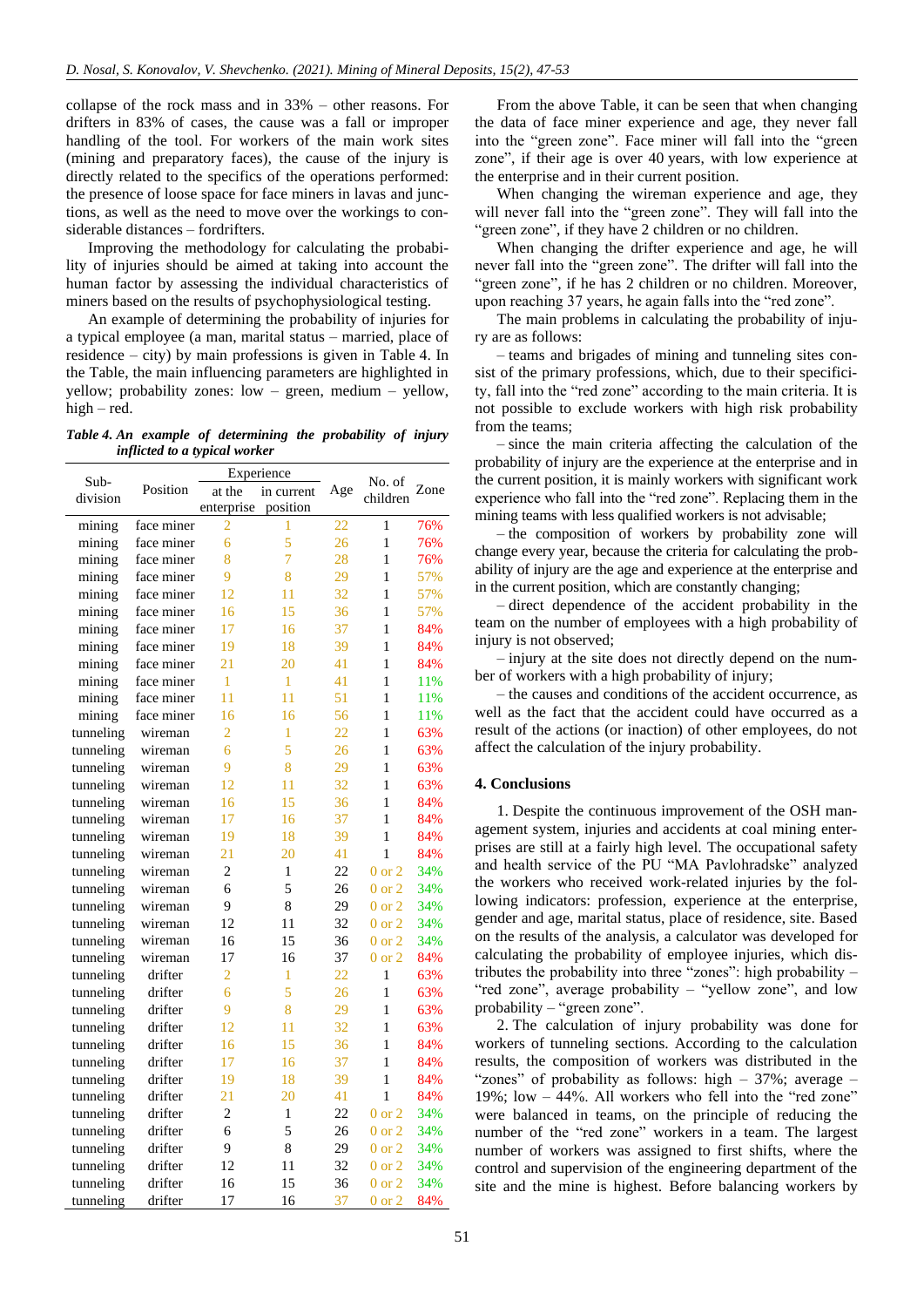collapse of the rock mass and in 33% – other reasons. For drifters in 83% of cases, the cause was a fall or improper handling of the tool. For workers of the main work sites (mining and preparatory faces), the cause of the injury is directly related to the specifics of the operations performed: the presence of loose space for face miners in lavas and junctions, as well as the need to move over the workings to considerable distances – fordrifters.

Improving the methodology for calculating the probability of injuries should be aimed at taking into account the human factor by assessing the individual characteristics of miners based on the results of psychophysiological testing.

An example of determining the probability of injuries for a typical employee (a man, marital status – married, place of residence – city) by main professions is given in Table 4. In the Table, the main influencing parameters are highlighted in yellow; probability zones: low – green, medium – yellow, high – red.

***Table 4. An example of determining the probability of injury inflicted to a typical worker***

| Sub-division | Position | Experience | | Age | No. of children | Zone |
|---|---|---|---|---|---|---|
| | | at the enterprise | in current position | | | |
| mining | face miner | 2 | 1 | 22 | 1 | 76% |
| mining | face miner | 6 | 5 | 26 | 1 | 76% |
| mining | face miner | 8 | 7 | 28 | 1 | 76% |
| mining | face miner | 9 | 8 | 29 | 1 | 57% |
| mining | face miner | 12 | 11 | 32 | 1 | 57% |
| mining | face miner | 16 | 15 | 36 | 1 | 57% |
| mining | face miner | 17 | 16 | 37 | 1 | 84% |
| mining | face miner | 19 | 18 | 39 | 1 | 84% |
| mining | face miner | 21 | 20 | 41 | 1 | 84% |
| mining | face miner | 1 | 1 | 41 | 1 | 11% |
| mining | face miner | 11 | 11 | 51 | 1 | 11% |
| mining | face miner | 16 | 16 | 56 | 1 | 11% |
| tunneling | wireman | 2 | 1 | 22 | 1 | 63% |
| tunneling | wireman | 6 | 5 | 26 | 1 | 63% |
| tunneling | wireman | 9 | 8 | 29 | 1 | 63% |
| tunneling | wireman | 12 | 11 | 32 | 1 | 63% |
| tunneling | wireman | 16 | 15 | 36 | 1 | 84% |
| tunneling | wireman | 17 | 16 | 37 | 1 | 84% |
| tunneling | wireman | 19 | 18 | 39 | 1 | 84% |
| tunneling | wireman | 21 | 20 | 41 | 1 | 84% |
| tunneling | wireman | 2 | 1 | 22 | 0 or 2 | 34% |
| tunneling | wireman | 6 | 5 | 26 | 0 or 2 | 34% |
| tunneling | wireman | 9 | 8 | 29 | 0 or 2 | 34% |
| tunneling | wireman | 12 | 11 | 32 | 0 or 2 | 34% |
| tunneling | wireman | 16 | 15 | 36 | 0 or 2 | 34% |
| tunneling | wireman | 17 | 16 | 37 | 0 or 2 | 84% |
| tunneling | drifter | 2 | 1 | 22 | 1 | 63% |
| tunneling | drifter | 6 | 5 | 26 | 1 | 63% |
| tunneling | drifter | 9 | 8 | 29 | 1 | 63% |
| tunneling | drifter | 12 | 11 | 32 | 1 | 63% |
| tunneling | drifter | 16 | 15 | 36 | 1 | 84% |
| tunneling | drifter | 17 | 16 | 37 | 1 | 84% |
| tunneling | drifter | 19 | 18 | 39 | 1 | 84% |
| tunneling | drifter | 21 | 20 | 41 | 1 | 84% |
| tunneling | drifter | 2 | 1 | 22 | 0 or 2 | 34% |
| tunneling | drifter | 6 | 5 | 26 | 0 or 2 | 34% |
| tunneling | drifter | 9 | 8 | 29 | 0 or 2 | 34% |
| tunneling | drifter | 12 | 11 | 32 | 0 or 2 | 34% |
| tunneling | drifter | 16 | 15 | 36 | 0 or 2 | 34% |
| tunneling | drifter | 17 | 16 | 37 | 0 or 2 | 84% |

From the above Table, it can be seen that when changing the data of face miner experience and age, they never fall into the "green zone". Face miner will fall into the "green zone", if their age is over 40 years, with low experience at the enterprise and in their current position.

When changing the wireman experience and age, they will never fall into the "green zone". They will fall into the "green zone", if they have 2 children or no children.

When changing the drifter experience and age, he will never fall into the "green zone". The drifter will fall into the "green zone", if he has 2 children or no children. Moreover, upon reaching 37 years, he again falls into the "red zone".

The main problems in calculating the probability of injury are as follows:

– teams and brigades of mining and tunneling sites consist of the primary professions, which, due to their specificity, fall into the "red zone" according to the main criteria. It is not possible to exclude workers with high risk probability from the teams;

– since the main criteria affecting the calculation of the probability of injury are the experience at the enterprise and in the current position, it is mainly workers with significant work experience who fall into the "red zone". Replacing them in the mining teams with less qualified workers is not advisable;

– the composition of workers by probability zone will change every year, because the criteria for calculating the probability of injury are the age and experience at the enterprise and in the current position, which are constantly changing;

– direct dependence of the accident probability in the team on the number of employees with a high probability of injury is not observed;

– injury at the site does not directly depend on the number of workers with a high probability of injury;

– the causes and conditions of the accident occurrence, as well as the fact that the accident could have occurred as a result of the actions (or inaction) of other employees, do not affect the calculation of the injury probability.

## 4. Conclusions

1. Despite the continuous improvement of the OSH management system, injuries and accidents at coal mining enterprises are still at a fairly high level. The occupational safety and health service of the PU "MA Pavlohradske" analyzed the workers who received work-related injuries by the following indicators: profession, experience at the enterprise, gender and age, marital status, place of residence, site. Based on the results of the analysis, a calculator was developed for calculating the probability of employee injuries, which distributes the probability into three "zones": high probability – "red zone", average probability – "yellow zone", and low probability – "green zone".

2. The calculation of injury probability was done for workers of tunneling sections. According to the calculation results, the composition of workers was distributed in the "zones" of probability as follows: high – 37%; average – 19%; low – 44%. All workers who fell into the "red zone" were balanced in teams, on the principle of reducing the number of the "red zone" workers in a team. The largest number of workers was assigned to first shifts, where the control and supervision of the engineering department of the site and the mine is highest. Before balancing workers by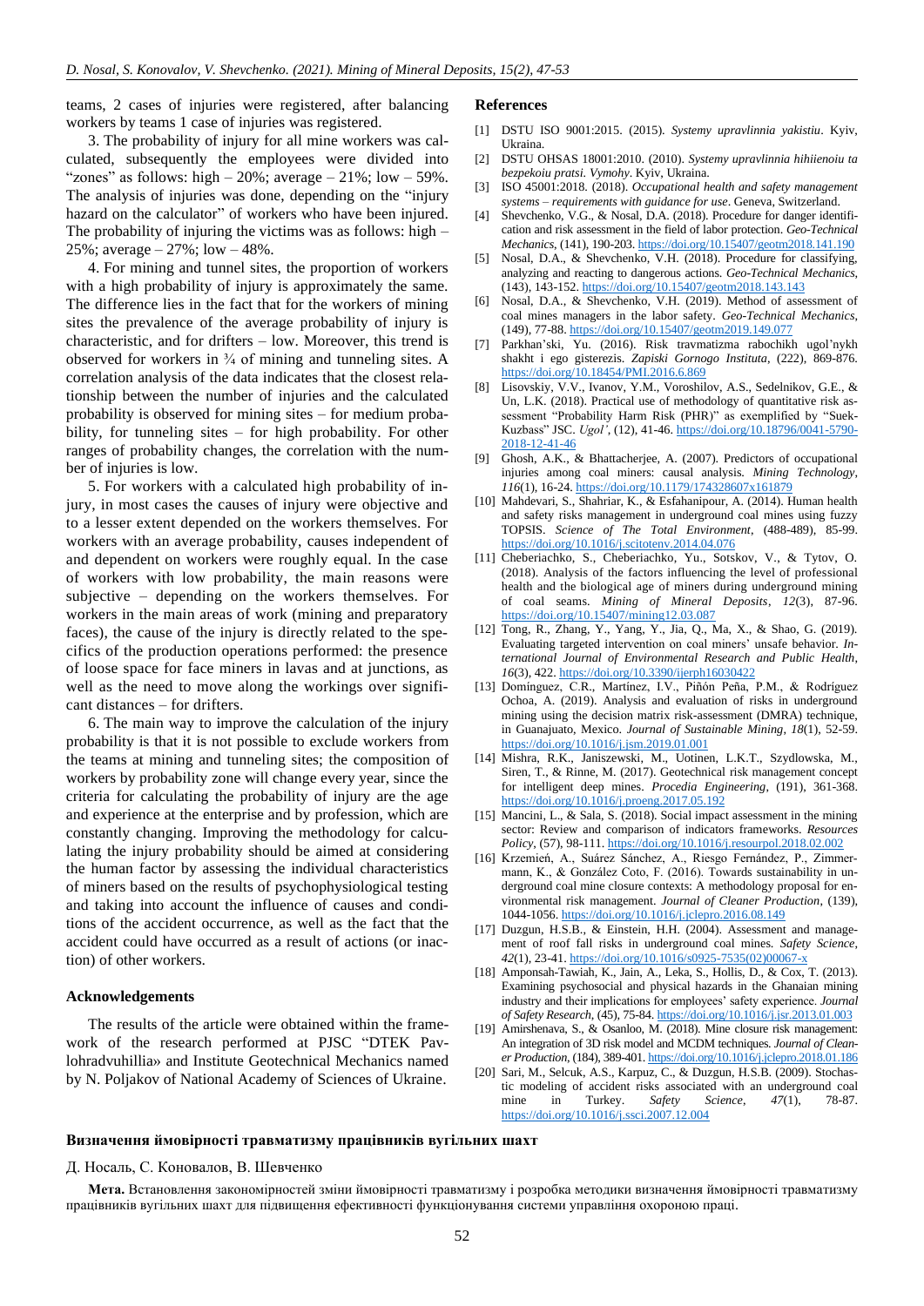teams, 2 cases of injuries were registered, after balancing workers by teams 1 case of injuries was registered.

3. The probability of injury for all mine workers was calculated, subsequently the employees were divided into "zones" as follows: high – 20%; average – 21%; low – 59%. The analysis of injuries was done, depending on the "injury hazard on the calculator" of workers who have been injured. The probability of injuring the victims was as follows: high – 25%; average – 27%; low – 48%.

4. For mining and tunnel sites, the proportion of workers with a high probability of injury is approximately the same. The difference lies in the fact that for the workers of mining sites the prevalence of the average probability of injury is characteristic, and for drifters – low. Moreover, this trend is observed for workers in ¾ of mining and tunneling sites. A correlation analysis of the data indicates that the closest relationship between the number of injuries and the calculated probability is observed for mining sites – for medium probability, for tunneling sites – for high probability. For other ranges of probability changes, the correlation with the number of injuries is low.

5. For workers with a calculated high probability of injury, in most cases the causes of injury were objective and to a lesser extent depended on the workers themselves. For workers with an average probability, causes independent of and dependent on workers were roughly equal. In the case of workers with low probability, the main reasons were subjective – depending on the workers themselves. For workers in the main areas of work (mining and preparatory faces), the cause of the injury is directly related to the specifics of the production operations performed: the presence of loose space for face miners in lavas and at junctions, as well as the need to move along the workings over significant distances – for drifters.

6. The main way to improve the calculation of the injury probability is that it is not possible to exclude workers from the teams at mining and tunneling sites; the composition of workers by probability zone will change every year, since the criteria for calculating the probability of injury are the age and experience at the enterprise and by profession, which are constantly changing. Improving the methodology for calculating the injury probability should be aimed at considering the human factor by assessing the individual characteristics of miners based on the results of psychophysiological testing and taking into account the influence of causes and conditions of the accident occurrence, as well as the fact that the accident could have occurred as a result of actions (or inaction) of other workers.

## Acknowledgements

The results of the article were obtained within the framework of the research performed at PJSC "DTEK Pavlohradvuhillia» and Institute Geotechnical Mechanics named by N. Poljakov of National Academy of Sciences of Ukraine.

## References

[1] DSTU ISO 9001:2015. (2015). *Systemy upravlinnia yakistiu*. Kyiv, Ukraina.

[2] DSTU OHSAS 18001:2010. (2010). *Systemy upravlinnia hihiienoiu ta bezpekoiu pratsi. Vymohy*. Kyiv, Ukraine.

[3] ISO 45001:2018. (2018). *Occupational health and safety management systems – requirements with guidance for use*. Geneva, Switzerland.

[4] Shevchenko, V.G., & Nosal, D.A. (2018). Procedure for danger identification and risk assessment in the field of labor protection. *Geo-Technical Mechanics*, (141), 190-203. https://doi.org/10.15407/geotm2018.141.190

[5] Nosal, D.A., & Shevchenko, V.H. (2018). Procedure for classifying, analyzing and reacting to dangerous actions. *Geo-Technical Mechanics*, (143), 143-152. https://doi.org/10.15407/geotm2018.143.143

[6] Nosal, D.A., & Shevchenko, V.H. (2019). Method of assessment of coal mines managers in the labor safety. *Geo-Technical Mechanics*, (149), 77-88. https://doi.org/10.15407/geotm2019.149.077

[7] Parkhan'ski, Yu. (2016). Risk travmatizma rabochikh ugol'nykh shakht i ego gisterezis. *Zapiski Gornogo Instituta*, (222), 869-876. https://doi.org/10.18454/PMI.2016.6.869

[8] Lisovskiy, V.V., Ivanov, Y.M., Voroshilov, A.S., Sedelnikov, G.E., & Un, L.K. (2018). Practical use of methodology of quantitative risk assessment "Probability Harm Risk (PHR)" as exemplified by "Suek-Kuzbass" JSC. *Ugol'*, (12), 41-46. https://doi.org/10.18796/0041-5790-2018-12-41-46

[9] Ghosh, A.K., & Bhattacherjee, A. (2007). Predictors of occupational injuries among coal miners: causal analysis. *Mining Technology*, *116*(1), 16-24. https://doi.org/10.1179/174328607x161879

[10] Mahdevari, S., Shahriar, K., & Esfahanipour, A. (2014). Human health and safety risks management in underground coal mines using fuzzy TOPSIS. *Science of The Total Environment*, (488-489), 85-99. https://doi.org/10.1016/j.scitotenv.2014.04.076

[11] Cheberiachko, S., Cheberiachko, Yu., Sotskov, V., & Tytov, O. (2018). Analysis of the factors influencing the level of professional health and the biological age of miners during underground mining of coal seams. *Mining of Mineral Deposits*, *12*(3), 87-96. https://doi.org/10.15407/mining12.03.087

[12] Tong, R., Zhang, Y., Yang, Y., Jia, Q., Ma, X., & Shao, G. (2019). Evaluating targeted intervention on coal miners' unsafe behavior. *International Journal of Environmental Research and Public Health*, *16*(3), 422. https://doi.org/10.3390/ijerph16030422

[13] Domínguez, C.R., Martínez, I.V., Piñón Peña, P.M., & Rodríguez Ochoa, A. (2019). Analysis and evaluation of risks in underground mining using the decision matrix risk-assessment (DMRA) technique, in Guanajuato, Mexico. *Journal of Sustainable Mining*, *18*(1), 52-59. https://doi.org/10.1016/j.jsm.2019.01.001

[14] Mishra, R.K., Janiszewski, M., Uotinen, L.K.T., Szydlowska, M., Siren, T., & Rinne, M. (2017). Geotechnical risk management concept for intelligent deep mines. *Procedia Engineering*, (191), 361-368. https://doi.org/10.1016/j.proeng.2017.05.192

[15] Mancini, L., & Sala, S. (2018). Social impact assessment in the mining sector: Review and comparison of indicators frameworks. *Resources Policy*, (57), 98-111. https://doi.org/10.1016/j.resourpol.2018.02.002

[16] Krzemień, A., Suárez Sánchez, A., Riesgo Fernández, P., Zimmermann, K., & González Coto, F. (2016). Towards sustainability in underground coal mine closure contexts: A methodology proposal for environmental risk management. *Journal of Cleaner Production*, (139), 1044-1056. https://doi.org/10.1016/j.jclepro.2016.08.149

[17] Duzgun, H.S.B., & Einstein, H.H. (2004). Assessment and management of roof fall risks in underground coal mines. *Safety Science*, *42*(1), 23-41. https://doi.org/10.1016/s0925-7535(02)00067-x

[18] Amponsah-Tawiah, K., Jain, A., Leka, S., Hollis, D., & Cox, T. (2013). Examining psychosocial and physical hazards in the Ghanaian mining industry and their implications for employees' safety experience. *Journal of Safety Research*, (45), 75-84. https://doi.org/10.1016/j.jsr.2013.01.003

[19] Amirshenava, S., & Osanloo, M. (2018). Mine closure risk management: An integration of 3D risk model and MCDM techniques. *Journal of Cleaner Production*, (184), 389-401. https://doi.org/10.1016/j.jclepro.2018.01.186

[20] Sari, M., Selcuk, A.S., Karpuz, C., & Duzgun, H.S.B. (2009). Stochastic modeling of accident risks associated with an underground coal mine in Turkey. *Safety Science*, *47*(1), 78-87. https://doi.org/10.1016/j.ssci.2007.12.004

### Визначення ймовірності травматизму працівників вугільних шахт

Д. Носаль, С. Коновалов, В. Шевченко

**Мета.** Встановлення закономірностей зміни ймовірності травматизму і розробка методики визначення ймовірності травматизму працівників вугільних шахт для підвищення ефективності функціонування системи управління охороною праці.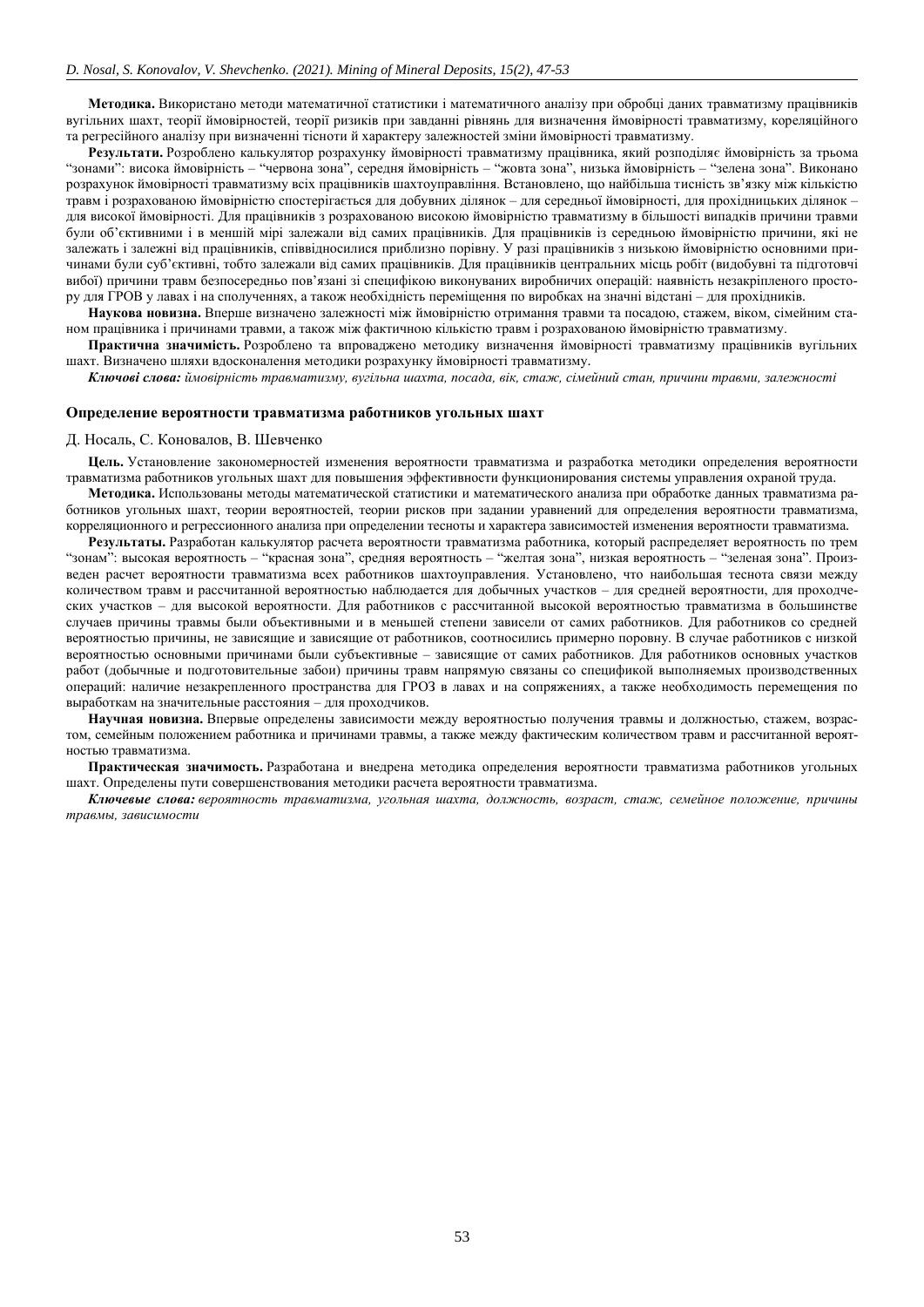**Методика.** Використано методи математичної статистики і математичного аналізу при обробці даних травматизму працівників вугільних шахт, теорії ймовірностей, теорії ризиків при завданні рівнянь для визначення ймовірності травматизму, кореляційного та регресійного аналізу при визначенні тісноти й характеру залежностей зміни ймовірності травматизму.

**Результати.** Розроблено калькулятор розрахунку ймовірності травматизму працівника, який розподіляє ймовірність за трьома "зонами": висока ймовірність – "червона зона", середня ймовірність – "жовта зона", низька ймовірність – "зелена зона". Виконано розрахунок ймовірності травматизму всіх працівників шахтоуправління. Встановлено, що найбільша тиснота зв'язку між кількістю травм і розрахованою ймовірністю спостерігається для добувних ділянок – для середньої ймовірності, для прохідницьких ділянок – для високої ймовірності. Для працівників з розрахованою високою ймовірністю травматизму в більшості випадків причини травми були об'єктивними і в меншій мірі залежали від самих працівників. Для працівників із середньою ймовірністю причини, які не залежать і залежні від працівників, співвідносилися приблизно порівну. У разі працівників з низькою ймовірністю основними причинами були суб'єктивні, тобто залежали від самих працівників. Для працівників центральних місць робіт (видобувні та підготовчі вибої) причини травм безпосередньо пов'язані зі специфікою виконуваних виробничих операцій: наявність незакріпленого простору для ГРОВ у лавах і на сполученнях, а також необхідність переміщення по виробках на значні відстані – для прохідників.

**Наукова новизна.** Вперше визначено залежності між ймовірністю отримання травми та посадою, стажем, віком, сімейним станом працівника і причинами травми, а також між фактичною кількістю травм і розрахованою ймовірністю травматизму.

**Практична значимість.** Розроблено та впроваджено методику визначення ймовірності травматизму працівників вугільних шахт. Визначено шляхи вдосконалення методики розрахунку ймовірності травматизму.

***Ключові слова:*** *ймовірність травматизму, вугільна шахта, посада, вік, стаж, сімейний стан, причини травми, залежності*

## Определение вероятности травматизма работников угольных шахт

Д. Носаль, С. Коновалов, В. Шевченко

**Цель.** Установление закономерностей изменения вероятности травматизма и разработка методики определения вероятности травматизма работников угольных шахт для повышения эффективности функционирования системы управления охраной труда.

**Методика.** Использованы методы математической статистики и математического анализа при обработке данных травматизма работников угольных шахт, теории вероятностей, теории рисков при задании уравнений для определения вероятности травматизма, корреляционного и регрессионного анализа при определении тесноты и характера зависимостей изменения вероятности травматизма.

**Результаты.** Разработан калькулятор расчета вероятности травматизма работника, который распределяет вероятность по трем "зонам": высокая вероятность – "красная зона", средняя вероятность – "желтая зона", низкая вероятность – "зеленая зона". Произведен расчет вероятности травматизма всех работников шахтоуправления. Установлено, что наибольшая теснота связи между количеством травм и рассчитанной вероятностью наблюдается для добычных участков – для средней вероятности, для проходческих участков – для высокой вероятности. Для работников с рассчитанной высокой вероятностью травматизма в большинстве случаев причины травмы были объективными и в меньшей степени зависели от самих работников. Для работников со средней вероятностью причины, не зависящие и зависящие от работников, соотносились примерно поровну. В случае работников с низкой вероятностью основными причинами были субъективные – зависящие от самих работников. Для работников основных участков работ (добычные и подготовительные забои) причины травм напрямую связаны со спецификой выполняемых производственных операций: наличие незакрепленного пространства для ГРОЗ в лавах и на сопряжениях, а также необходимость перемещения по выработкам на значительные расстояния – для проходчиков.

**Научная новизна.** Впервые определены зависимости между вероятностью получения травмы и должностью, стажем, возрастом, семейным положением работника и причинами травмы, а также между фактическим количеством травм и рассчитанной вероятностью травматизма.

**Практическая значимость.** Разработана и внедрена методика определения вероятности травматизма работников угольных шахт. Определены пути совершенствования методики расчета вероятности травматизма.

***Ключевые слова:*** *вероятность травматизма, угольная шахта, должность, возраст, стаж, семейное положение, причины травмы, зависимости*